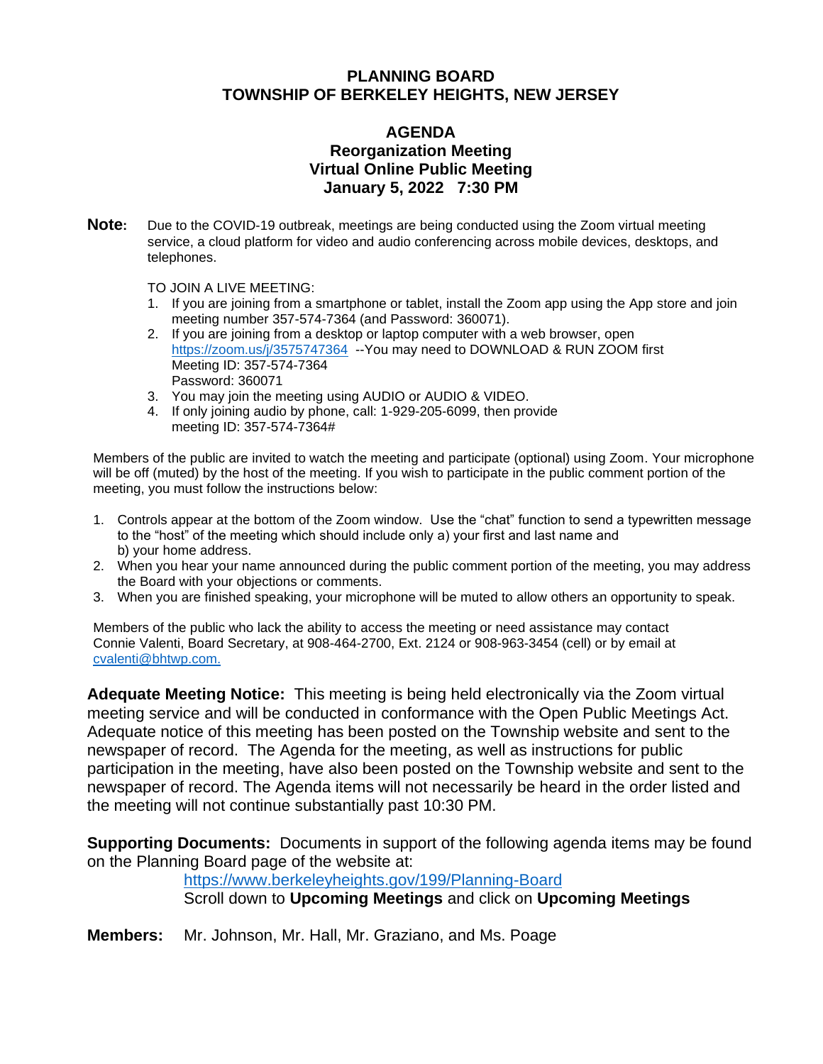# PLANNING BOARD
# TOWNSHIP OF BERKELEY HEIGHTS, NEW JERSEY

## AGENDA
## Reorganization Meeting
## Virtual Online Public Meeting
## January 5, 2022 7:30 PM

**Note:** Due to the COVID-19 outbreak, meetings are being conducted using the Zoom virtual meeting service, a cloud platform for video and audio conferencing across mobile devices, desktops, and telephones.

TO JOIN A LIVE MEETING:

1. If you are joining from a smartphone or tablet, install the Zoom app using the App store and join meeting number 357-574-7364 (and Password: 360071).
2. If you are joining from a desktop or laptop computer with a web browser, open https://zoom.us/j/3575747364 --You may need to DOWNLOAD & RUN ZOOM first
   Meeting ID: 357-574-7364
   Password: 360071
3. You may join the meeting using AUDIO or AUDIO & VIDEO.
4. If only joining audio by phone, call: 1-929-205-6099, then provide meeting ID: 357-574-7364#

Members of the public are invited to watch the meeting and participate (optional) using Zoom. Your microphone will be off (muted) by the host of the meeting. If you wish to participate in the public comment portion of the meeting, you must follow the instructions below:

1. Controls appear at the bottom of the Zoom window. Use the "chat" function to send a typewritten message to the "host" of the meeting which should include only a) your first and last name and b) your home address.
2. When you hear your name announced during the public comment portion of the meeting, you may address the Board with your objections or comments.
3. When you are finished speaking, your microphone will be muted to allow others an opportunity to speak.

Members of the public who lack the ability to access the meeting or need assistance may contact Connie Valenti, Board Secretary, at 908-464-2700, Ext. 2124 or 908-963-3454 (cell) or by email at cvalenti@bhtwp.com.

**Adequate Meeting Notice:** This meeting is being held electronically via the Zoom virtual meeting service and will be conducted in conformance with the Open Public Meetings Act. Adequate notice of this meeting has been posted on the Township website and sent to the newspaper of record. The Agenda for the meeting, as well as instructions for public participation in the meeting, have also been posted on the Township website and sent to the newspaper of record. The Agenda items will not necessarily be heard in the order listed and the meeting will not continue substantially past 10:30 PM.

**Supporting Documents:** Documents in support of the following agenda items may be found on the Planning Board page of the website at:
https://www.berkeleyheights.gov/199/Planning-Board
Scroll down to **Upcoming Meetings** and click on **Upcoming Meetings**

**Members:** Mr. Johnson, Mr. Hall, Mr. Graziano, and Ms. Poage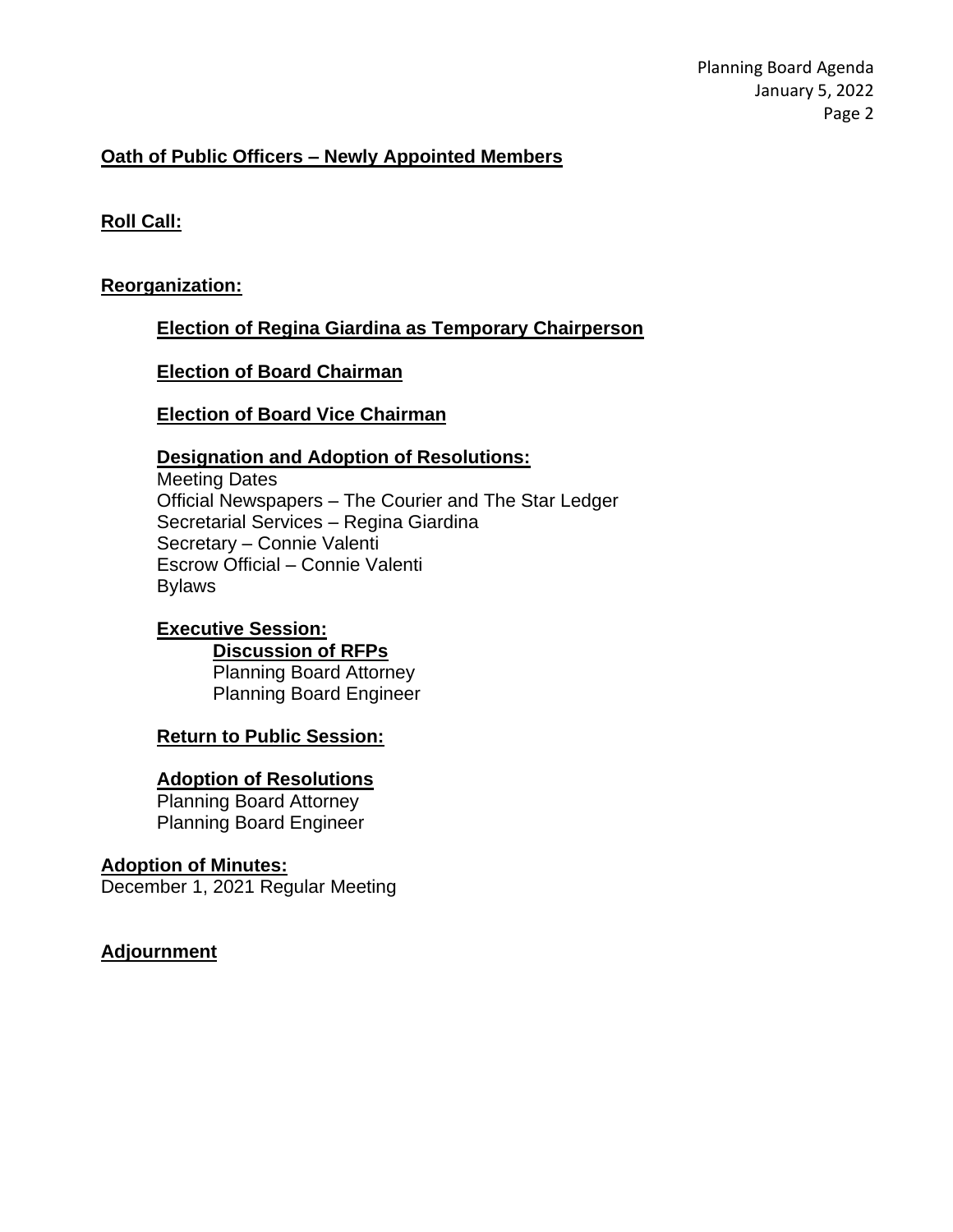**Oath of Public Officers – Newly Appointed Members**

**Roll Call:**

**Reorganization:**

**Election of Regina Giardina as Temporary Chairperson**

**Election of Board Chairman**

**Election of Board Vice Chairman**

**Designation and Adoption of Resolutions:**

Meeting Dates
Official Newspapers – The Courier and The Star Ledger
Secretarial Services – Regina Giardina
Secretary – Connie Valenti
Escrow Official – Connie Valenti
Bylaws

**Executive Session:**

**Discussion of RFPs**

Planning Board Attorney
Planning Board Engineer

**Return to Public Session:**

**Adoption of Resolutions**

Planning Board Attorney
Planning Board Engineer

**Adoption of Minutes:**

December 1, 2021 Regular Meeting

**Adjournment**